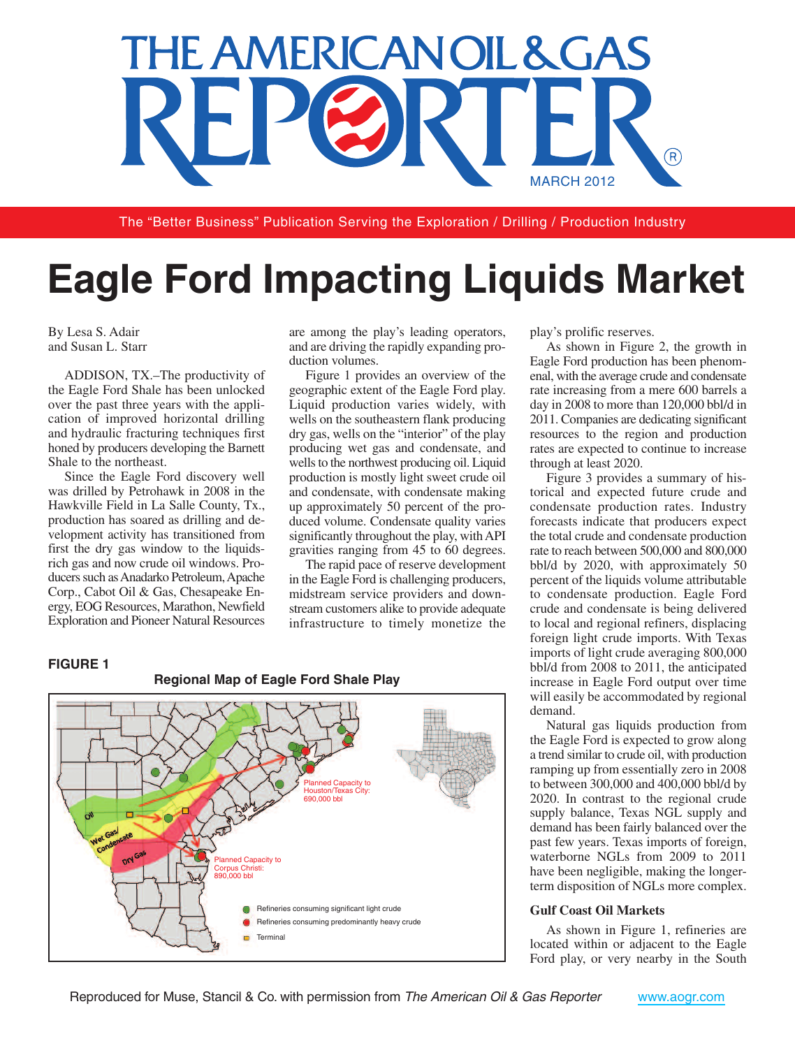# Eagle Ford Impacting Liquids Market

By Lesa S. Adair
and Susan L. Starr

ADDISON, TX.–The productivity of the Eagle Ford Shale has been unlocked over the past three years with the application of improved horizontal drilling and hydraulic fracturing techniques first honed by producers developing the Barnett Shale to the northeast.

Since the Eagle Ford discovery well was drilled by Petrohawk in 2008 in the Hawkville Field in La Salle County, Tx., production has soared as drilling and development activity has transitioned from first the dry gas window to the liquids-rich gas and now crude oil windows. Producers such as Anadarko Petroleum, Apache Corp., Cabot Oil & Gas, Chesapeake Energy, EOG Resources, Marathon, Newfield Exploration and Pioneer Natural Resources are among the play's leading operators, and are driving the rapidly expanding production volumes.

Figure 1 provides an overview of the geographic extent of the Eagle Ford play. Liquid production varies widely, with wells on the southeastern flank producing dry gas, wells on the "interior" of the play producing wet gas and condensate, and wells to the northwest producing oil. Liquid production is mostly light sweet crude oil and condensate, with condensate making up approximately 50 percent of the produced volume. Condensate quality varies significantly throughout the play, with API gravities ranging from 45 to 60 degrees.

The rapid pace of reserve development in the Eagle Ford is challenging producers, midstream service providers and downstream customers alike to provide adequate infrastructure to timely monetize the play's prolific reserves.

**FIGURE 1**

**Regional Map of Eagle Ford Shale Play**

Oil; Wet Gas/Condensate; Dry Gas

Planned Capacity to Houston/Texas City: 690,000 bbl

Planned Capacity to Corpus Christi: 890,000 bbl

- Refineries consuming significant light crude
- Refineries consuming predominantly heavy crude
- Terminal

As shown in Figure 2, the growth in Eagle Ford production has been phenomenal, with the average crude and condensate rate increasing from a mere 600 barrels a day in 2008 to more than 120,000 bbl/d in 2011. Companies are dedicating significant resources to the region and production rates are expected to continue to increase through at least 2020.

Figure 3 provides a summary of historical and expected future crude and condensate production rates. Industry forecasts indicate that producers expect the total crude and condensate production rate to reach between 500,000 and 800,000 bbl/d by 2020, with approximately 50 percent of the liquids volume attributable to condensate production. Eagle Ford crude and condensate is being delivered to local and regional refiners, displacing foreign light crude imports. With Texas imports of light crude averaging 800,000 bbl/d from 2008 to 2011, the anticipated increase in Eagle Ford output over time will easily be accommodated by regional demand.

Natural gas liquids production from the Eagle Ford is expected to grow along a trend similar to crude oil, with production ramping up from essentially zero in 2008 to between 300,000 and 400,000 bbl/d by 2020. In contrast to the regional crude supply balance, Texas NGL supply and demand has been fairly balanced over the past few years. Texas imports of foreign, waterborne NGLs from 2009 to 2011 have been negligible, making the longer-term disposition of NGLs more complex.

### Gulf Coast Oil Markets

As shown in Figure 1, refineries are located within or adjacent to the Eagle Ford play, or very nearby in the South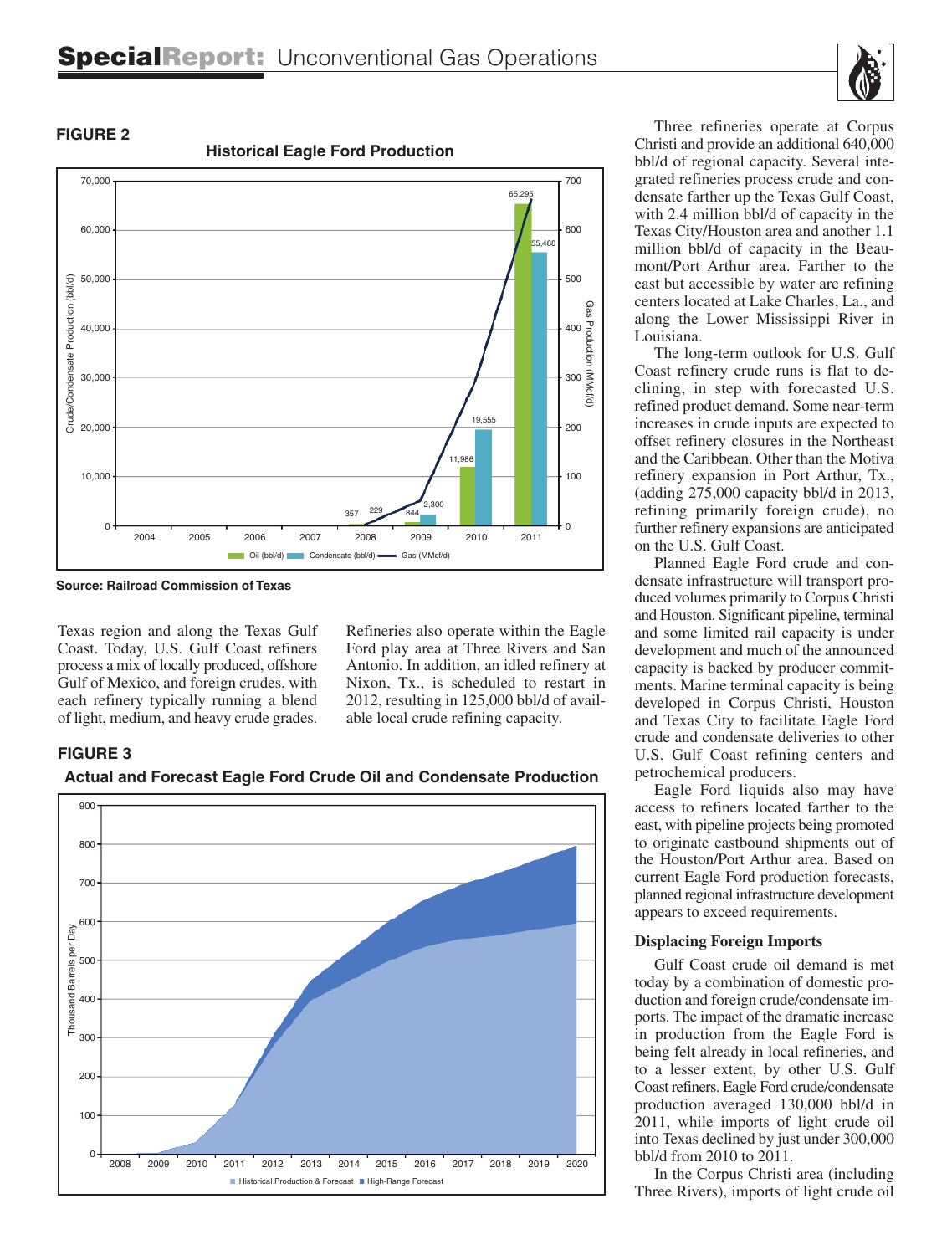**FIGURE 2**

**Historical Eagle Ford Production**

Source: Railroad Commission of Texas

Texas region and along the Texas Gulf Coast. Today, U.S. Gulf Coast refiners process a mix of locally produced, offshore Gulf of Mexico, and foreign crudes, with each refinery typically running a blend of light, medium, and heavy crude grades.

Refineries also operate within the Eagle Ford play area at Three Rivers and San Antonio. In addition, an idled refinery at Nixon, Tx., is scheduled to restart in 2012, resulting in 125,000 bbl/d of available local crude refining capacity.

**FIGURE 3**

**Actual and Forecast Eagle Ford Crude Oil and Condensate Production**

Three refineries operate at Corpus Christi and provide an additional 640,000 bbl/d of regional capacity. Several integrated refineries process crude and condensate farther up the Texas Gulf Coast, with 2.4 million bbl/d of capacity in the Texas City/Houston area and another 1.1 million bbl/d of capacity in the Beaumont/Port Arthur area. Farther to the east but accessible by water are refining centers located at Lake Charles, La., and along the Lower Mississippi River in Louisiana.

The long-term outlook for U.S. Gulf Coast refinery crude runs is flat to declining, in step with forecasted U.S. refined product demand. Some near-term increases in crude inputs are expected to offset refinery closures in the Northeast and the Caribbean. Other than the Motiva refinery expansion in Port Arthur, Tx., (adding 275,000 capacity bbl/d in 2013, refining primarily foreign crude), no further refinery expansions are anticipated on the U.S. Gulf Coast.

Planned Eagle Ford crude and condensate infrastructure will transport produced volumes primarily to Corpus Christi and Houston. Significant pipeline, terminal and some limited rail capacity is under development and much of the announced capacity is backed by producer commitments. Marine terminal capacity is being developed in Corpus Christi, Houston and Texas City to facilitate Eagle Ford crude and condensate deliveries to other U.S. Gulf Coast refining centers and petrochemical producers.

Eagle Ford liquids also may have access to refiners located farther to the east, with pipeline projects being promoted to originate eastbound shipments out of the Houston/Port Arthur area. Based on current Eagle Ford production forecasts, planned regional infrastructure development appears to exceed requirements.

### Displacing Foreign Imports

Gulf Coast crude oil demand is met today by a combination of domestic production and foreign crude/condensate imports. The impact of the dramatic increase in production from the Eagle Ford is being felt already in local refineries, and to a lesser extent, by other U.S. Gulf Coast refiners. Eagle Ford crude/condensate production averaged 130,000 bbl/d in 2011, while imports of light crude oil into Texas declined by just under 300,000 bbl/d from 2010 to 2011.

In the Corpus Christi area (including Three Rivers), imports of light crude oil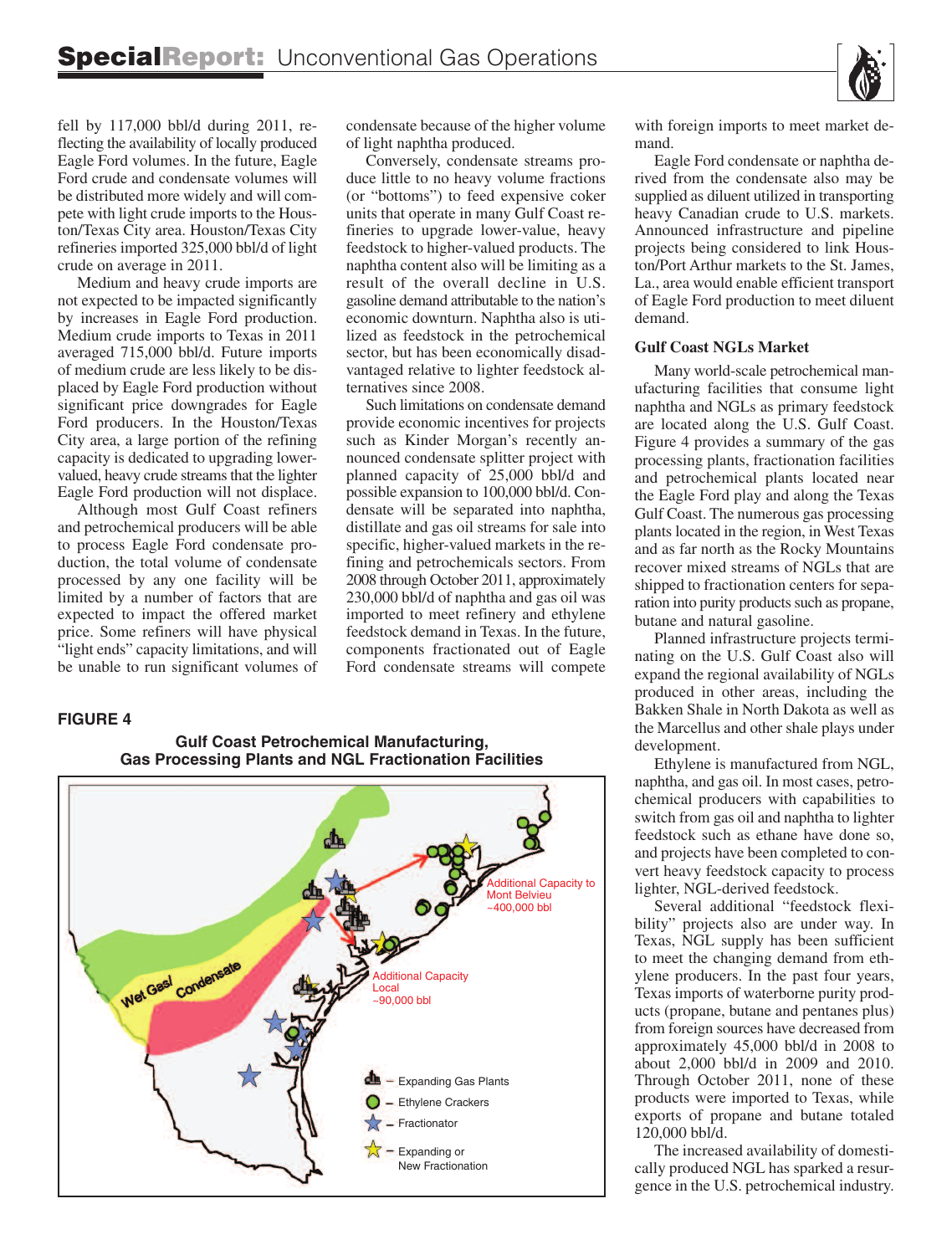fell by 117,000 bbl/d during 2011, reflecting the availability of locally produced Eagle Ford volumes. In the future, Eagle Ford crude and condensate volumes will be distributed more widely and will compete with light crude imports to the Houston/Texas City area. Houston/Texas City refineries imported 325,000 bbl/d of light crude on average in 2011.

Medium and heavy crude imports are not expected to be impacted significantly by increases in Eagle Ford production. Medium crude imports to Texas in 2011 averaged 715,000 bbl/d. Future imports of medium crude are less likely to be displaced by Eagle Ford production without significant price downgrades for Eagle Ford producers. In the Houston/Texas City area, a large portion of the refining capacity is dedicated to upgrading lower-valued, heavy crude streams that the lighter Eagle Ford production will not displace.

Although most Gulf Coast refiners and petrochemical producers will be able to process Eagle Ford condensate production, the total volume of condensate processed by any one facility will be limited by a number of factors that are expected to impact the offered market price. Some refiners will have physical "light ends" capacity limitations, and will be unable to run significant volumes of condensate because of the higher volume of light naphtha produced.

Conversely, condensate streams produce little to no heavy volume fractions (or "bottoms") to feed expensive coker units that operate in many Gulf Coast refineries to upgrade lower-value, heavy feedstock to higher-valued products. The naphtha content also will be limiting as a result of the overall decline in U.S. gasoline demand attributable to the nation's economic downturn. Naphtha also is utilized as feedstock in the petrochemical sector, but has been economically disadvantaged relative to lighter feedstock alternatives since 2008.

Such limitations on condensate demand provide economic incentives for projects such as Kinder Morgan's recently announced condensate splitter project with planned capacity of 25,000 bbl/d and possible expansion to 100,000 bbl/d. Condensate will be separated into naphtha, distillate and gas oil streams for sale into specific, higher-valued markets in the refining and petrochemicals sectors. From 2008 through October 2011, approximately 230,000 bbl/d of naphtha and gas oil was imported to meet refinery and ethylene feedstock demand in Texas. In the future, components fractionated out of Eagle Ford condensate streams will compete with foreign imports to meet market demand.

Eagle Ford condensate or naphtha derived from the condensate also may be supplied as diluent utilized in transporting heavy Canadian crude to U.S. markets. Announced infrastructure and pipeline projects being considered to link Houston/Port Arthur markets to the St. James, La., area would enable efficient transport of Eagle Ford production to meet diluent demand.

### Gulf Coast NGLs Market

Many world-scale petrochemical manufacturing facilities that consume light naphtha and NGLs as primary feedstock are located along the U.S. Gulf Coast. Figure 4 provides a summary of the gas processing plants, fractionation facilities and petrochemical plants located near the Eagle Ford play and along the Texas Gulf Coast. The numerous gas processing plants located in the region, in West Texas and as far north as the Rocky Mountains recover mixed streams of NGLs that are shipped to fractionation centers for separation into purity products such as propane, butane and natural gasoline.

Planned infrastructure projects terminating on the U.S. Gulf Coast also will expand the regional availability of NGLs produced in other areas, including the Bakken Shale in North Dakota as well as the Marcellus and other shale plays under development.

Ethylene is manufactured from NGL, naphtha, and gas oil. In most cases, petrochemical producers with capabilities to switch from gas oil and naphtha to lighter feedstock such as ethane have done so, and projects have been completed to convert heavy feedstock capacity to process lighter, NGL-derived feedstock.

Several additional "feedstock flexibility" projects also are under way. In Texas, NGL supply has been sufficient to meet the changing demand from ethylene producers. In the past four years, Texas imports of waterborne purity products (propane, butane and pentanes plus) from foreign sources have decreased from approximately 45,000 bbl/d in 2008 to about 2,000 bbl/d in 2009 and 2010. Through October 2011, none of these products were imported to Texas, while exports of propane and butane totaled 120,000 bbl/d.

The increased availability of domestically produced NGL has sparked a resurgence in the U.S. petrochemical industry.

**FIGURE 4**

**Gulf Coast Petrochemical Manufacturing, Gas Processing Plants and NGL Fractionation Facilities**

Wet Gas/ Condensate

Additional Capacity to Mont Belvieu ~400,000 bbl

Additional Capacity Local ~90,000 bbl

- Expanding Gas Plants
- Ethylene Crackers
- Fractionator
- Expanding or New Fractionation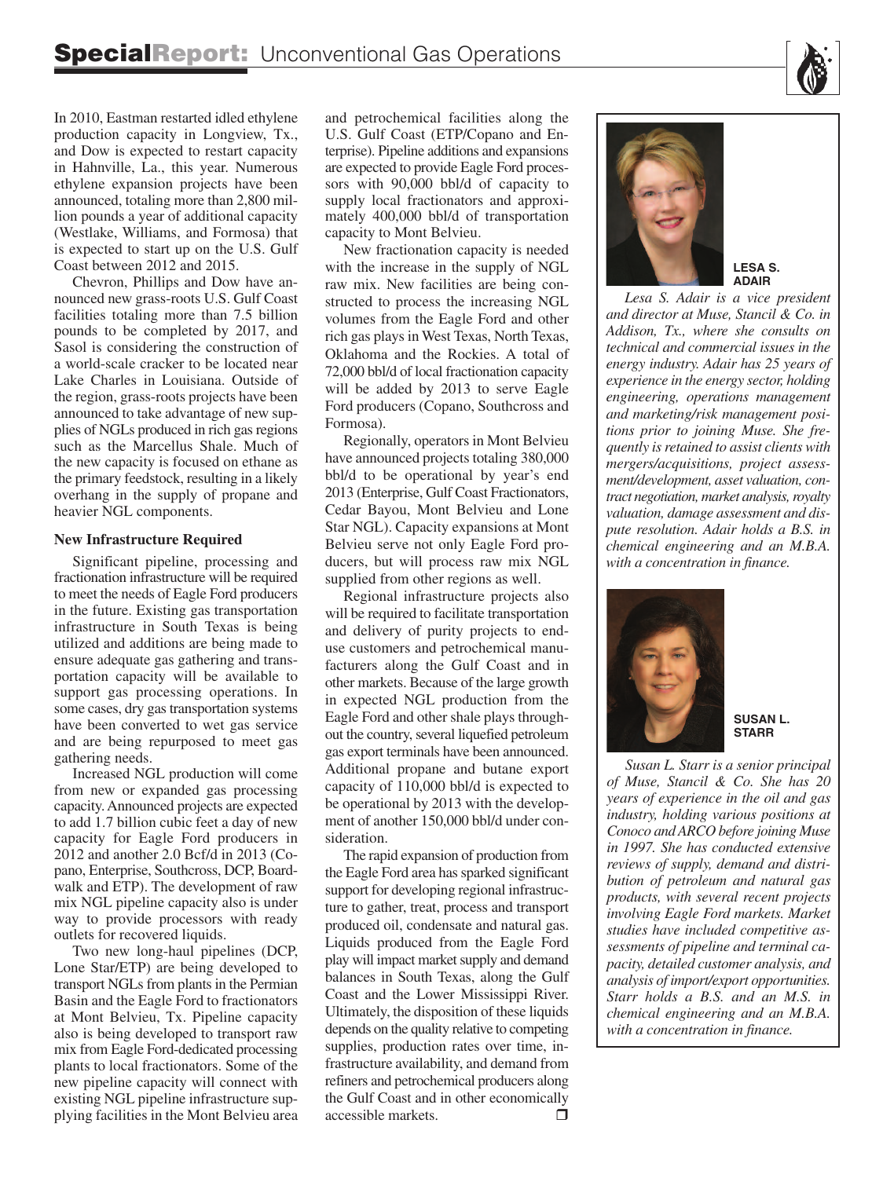In 2010, Eastman restarted idled ethylene production capacity in Longview, Tx., and Dow is expected to restart capacity in Hahnville, La., this year. Numerous ethylene expansion projects have been announced, totaling more than 2,800 million pounds a year of additional capacity (Westlake, Williams, and Formosa) that is expected to start up on the U.S. Gulf Coast between 2012 and 2015.

Chevron, Phillips and Dow have announced new grass-roots U.S. Gulf Coast facilities totaling more than 7.5 billion pounds to be completed by 2017, and Sasol is considering the construction of a world-scale cracker to be located near Lake Charles in Louisiana. Outside of the region, grass-roots projects have been announced to take advantage of new supplies of NGLs produced in rich gas regions such as the Marcellus Shale. Much of the new capacity is focused on ethane as the primary feedstock, resulting in a likely overhang in the supply of propane and heavier NGL components.

### New Infrastructure Required

Significant pipeline, processing and fractionation infrastructure will be required to meet the needs of Eagle Ford producers in the future. Existing gas transportation infrastructure in South Texas is being utilized and additions are being made to ensure adequate gas gathering and transportation capacity will be available to support gas processing operations. In some cases, dry gas transportation systems have been converted to wet gas service and are being repurposed to meet gas gathering needs.

Increased NGL production will come from new or expanded gas processing capacity. Announced projects are expected to add 1.7 billion cubic feet a day of new capacity for Eagle Ford producers in 2012 and another 2.0 Bcf/d in 2013 (Copano, Enterprise, Southcross, DCP, Boardwalk and ETP). The development of raw mix NGL pipeline capacity also is under way to provide processors with ready outlets for recovered liquids.

Two new long-haul pipelines (DCP, Lone Star/ETP) are being developed to transport NGLs from plants in the Permian Basin and the Eagle Ford to fractionators at Mont Belvieu, Tx. Pipeline capacity also is being developed to transport raw mix from Eagle Ford-dedicated processing plants to local fractionators. Some of the new pipeline capacity will connect with existing NGL pipeline infrastructure supplying facilities in the Mont Belvieu area and petrochemical facilities along the U.S. Gulf Coast (ETP/Copano and Enterprise). Pipeline additions and expansions are expected to provide Eagle Ford processors with 90,000 bbl/d of capacity to supply local fractionators and approximately 400,000 bbl/d of transportation capacity to Mont Belvieu.

New fractionation capacity is needed with the increase in the supply of NGL raw mix. New facilities are being constructed to process the increasing NGL volumes from the Eagle Ford and other rich gas plays in West Texas, North Texas, Oklahoma and the Rockies. A total of 72,000 bbl/d of local fractionation capacity will be added by 2013 to serve Eagle Ford producers (Copano, Southcross and Formosa).

Regionally, operators in Mont Belvieu have announced projects totaling 380,000 bbl/d to be operational by year's end 2013 (Enterprise, Gulf Coast Fractionators, Cedar Bayou, Mont Belvieu and Lone Star NGL). Capacity expansions at Mont Belvieu serve not only Eagle Ford producers, but will process raw mix NGL supplied from other regions as well.

Regional infrastructure projects also will be required to facilitate transportation and delivery of purity projects to end-use customers and petrochemical manufacturers along the Gulf Coast and in other markets. Because of the large growth in expected NGL production from the Eagle Ford and other shale plays throughout the country, several liquefied petroleum gas export terminals have been announced. Additional propane and butane export capacity of 110,000 bbl/d is expected to be operational by 2013 with the development of another 150,000 bbl/d under consideration.

The rapid expansion of production from the Eagle Ford area has sparked significant support for developing regional infrastructure to gather, treat, process and transport produced oil, condensate and natural gas. Liquids produced from the Eagle Ford play will impact market supply and demand balances in South Texas, along the Gulf Coast and the Lower Mississippi River. Ultimately, the disposition of these liquids depends on the quality relative to competing supplies, production rates over time, infrastructure availability, and demand from refiners and petrochemical producers along the Gulf Coast and in other economically accessible markets. ❒

**LESA S. ADAIR**

*Lesa S. Adair is a vice president and director at Muse, Stancil & Co. in Addison, Tx., where she consults on technical and commercial issues in the energy industry. Adair has 25 years of experience in the energy sector, holding engineering, operations management and marketing/risk management positions prior to joining Muse. She frequently is retained to assist clients with mergers/acquisitions, project assessment/development, asset valuation, contract negotiation, market analysis, royalty valuation, damage assessment and dispute resolution. Adair holds a B.S. in chemical engineering and an M.B.A. with a concentration in finance.*

**SUSAN L. STARR**

*Susan L. Starr is a senior principal of Muse, Stancil & Co. She has 20 years of experience in the oil and gas industry, holding various positions at Conoco and ARCO before joining Muse in 1997. She has conducted extensive reviews of supply, demand and distribution of petroleum and natural gas products, with several recent projects involving Eagle Ford markets. Market studies have included competitive assessments of pipeline and terminal capacity, detailed customer analysis, and analysis of import/export opportunities. Starr holds a B.S. and an M.S. in chemical engineering and an M.B.A. with a concentration in finance.*